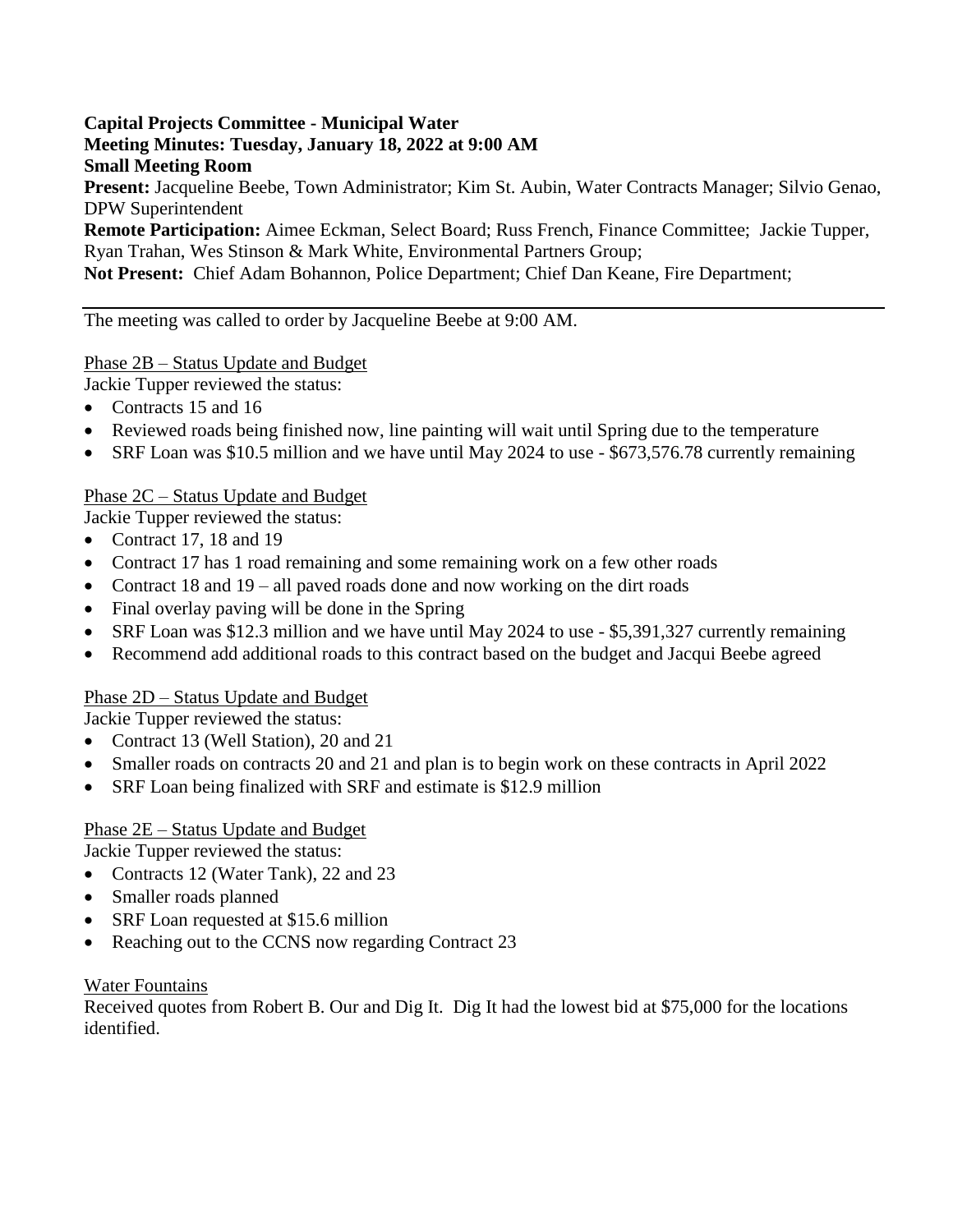**Capital Projects Committee - Municipal Water**
**Meeting Minutes: Tuesday, January 18, 2022 at 9:00 AM**
**Small Meeting Room**

**Present:** Jacqueline Beebe, Town Administrator; Kim St. Aubin, Water Contracts Manager; Silvio Genao, DPW Superintendent

**Remote Participation:** Aimee Eckman, Select Board; Russ French, Finance Committee; Jackie Tupper, Ryan Trahan, Wes Stinson & Mark White, Environmental Partners Group;

**Not Present:** Chief Adam Bohannon, Police Department; Chief Dan Keane, Fire Department;

---

The meeting was called to order by Jacqueline Beebe at 9:00 AM.

<u>Phase 2B – Status Update and Budget</u>

Jackie Tupper reviewed the status:

- Contracts 15 and 16
- Reviewed roads being finished now, line painting will wait until Spring due to the temperature
- SRF Loan was $10.5 million and we have until May 2024 to use - $673,576.78 currently remaining

<u>Phase 2C – Status Update and Budget</u>

Jackie Tupper reviewed the status:

- Contract 17, 18 and 19
- Contract 17 has 1 road remaining and some remaining work on a few other roads
- Contract 18 and 19 – all paved roads done and now working on the dirt roads
- Final overlay paving will be done in the Spring
- SRF Loan was $12.3 million and we have until May 2024 to use - $5,391,327 currently remaining
- Recommend add additional roads to this contract based on the budget and Jacqui Beebe agreed

<u>Phase 2D – Status Update and Budget</u>

Jackie Tupper reviewed the status:

- Contract 13 (Well Station), 20 and 21
- Smaller roads on contracts 20 and 21 and plan is to begin work on these contracts in April 2022
- SRF Loan being finalized with SRF and estimate is $12.9 million

<u>Phase 2E – Status Update and Budget</u>

Jackie Tupper reviewed the status:

- Contracts 12 (Water Tank), 22 and 23
- Smaller roads planned
- SRF Loan requested at $15.6 million
- Reaching out to the CCNS now regarding Contract 23

<u>Water Fountains</u>

Received quotes from Robert B. Our and Dig It. Dig It had the lowest bid at $75,000 for the locations identified.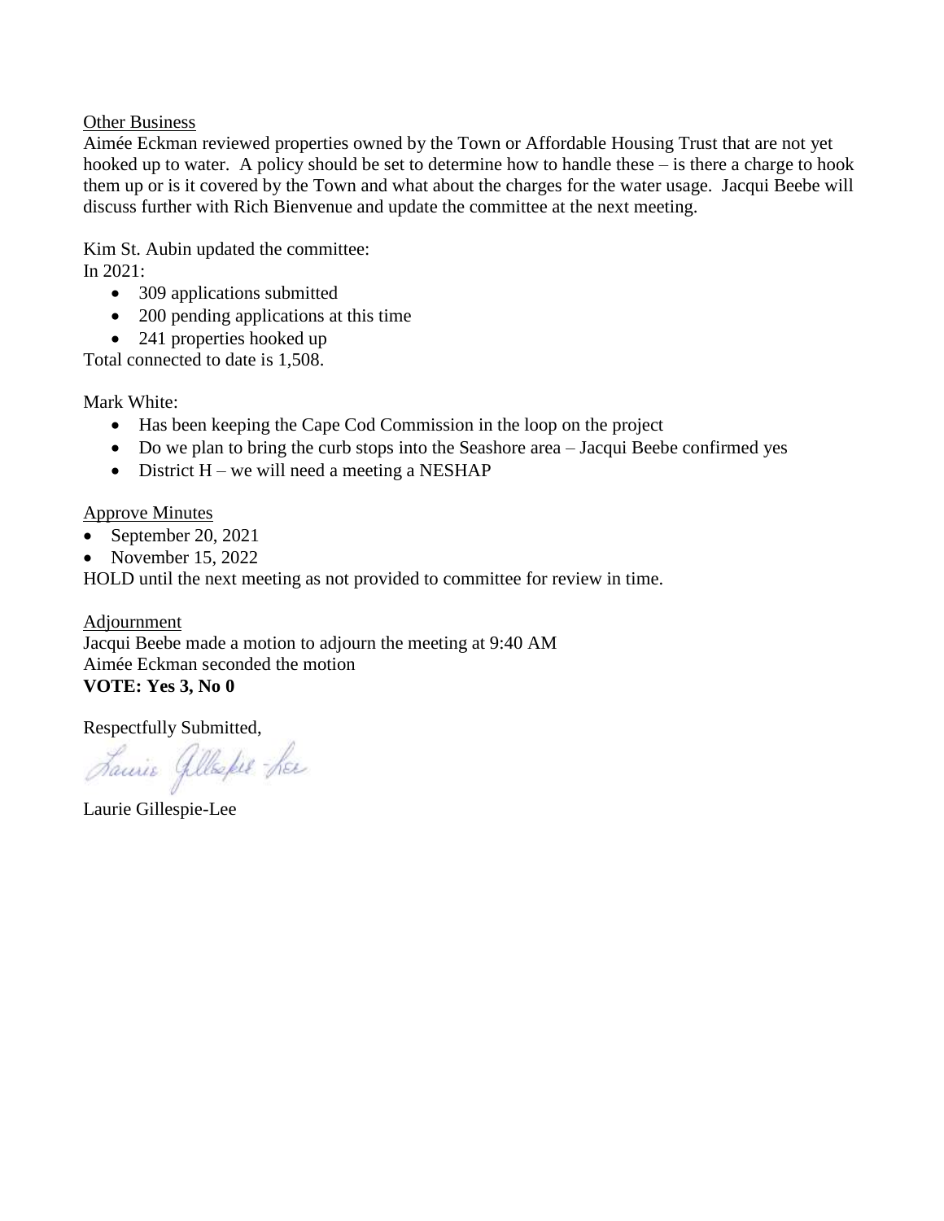Other Business

Aimée Eckman reviewed properties owned by the Town or Affordable Housing Trust that are not yet hooked up to water. A policy should be set to determine how to handle these – is there a charge to hook them up or is it covered by the Town and what about the charges for the water usage. Jacqui Beebe will discuss further with Rich Bienvenue and update the committee at the next meeting.

Kim St. Aubin updated the committee:
In 2021:

- 309 applications submitted
- 200 pending applications at this time
- 241 properties hooked up

Total connected to date is 1,508.

Mark White:

- Has been keeping the Cape Cod Commission in the loop on the project
- Do we plan to bring the curb stops into the Seashore area – Jacqui Beebe confirmed yes
- District H – we will need a meeting a NESHAP

Approve Minutes

- September 20, 2021
- November 15, 2022

HOLD until the next meeting as not provided to committee for review in time.

Adjournment

Jacqui Beebe made a motion to adjourn the meeting at 9:40 AM
Aimée Eckman seconded the motion
**VOTE: Yes 3, No 0**

Respectfully Submitted,

Laurie Gillespie-Lee